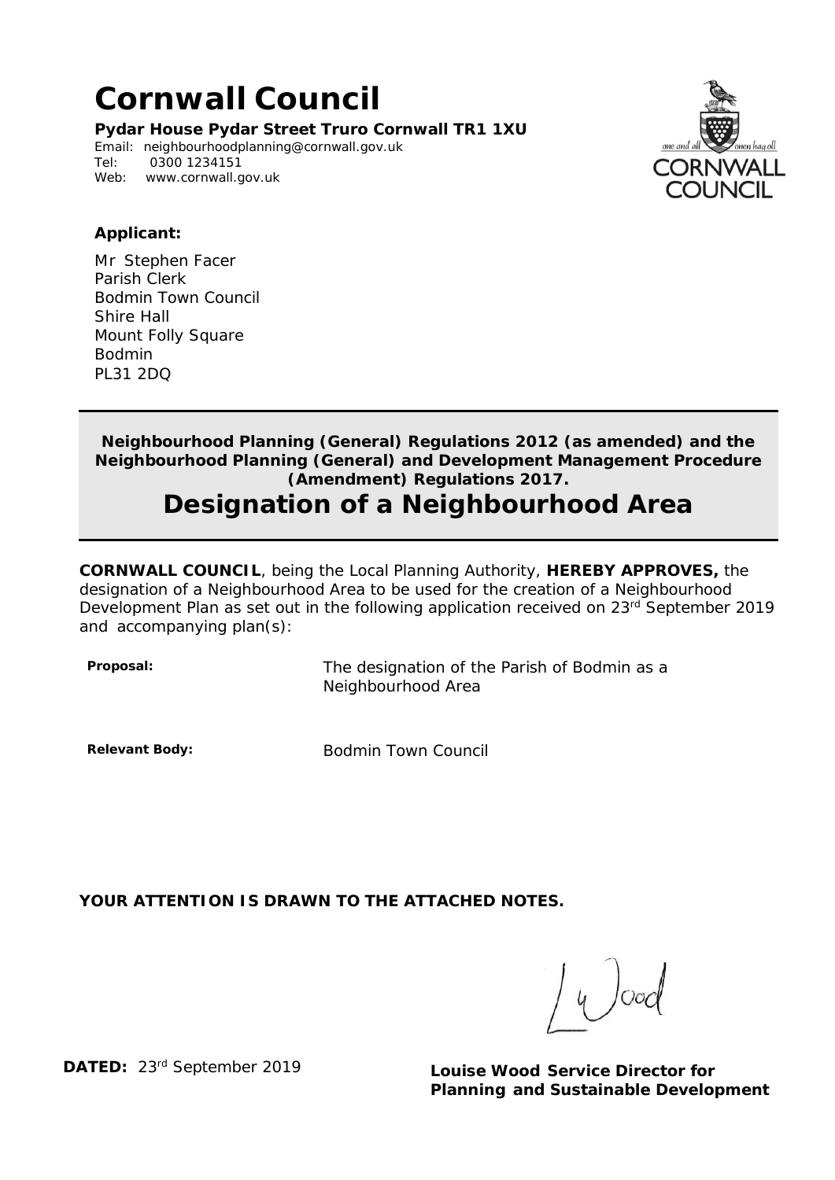# Cornwall Council

**Pydar House Pydar Street Truro Cornwall TR1 1XU**

Email: neighbourhoodplanning@cornwall.gov.uk
Tel: 0300 1234151
Web: www.cornwall.gov.uk

**Applicant:**

Mr Stephen Facer
Parish Clerk
Bodmin Town Council
Shire Hall
Mount Folly Square
Bodmin
PL31 2DQ

**Neighbourhood Planning (General) Regulations 2012 (as amended) and the Neighbourhood Planning (General) and Development Management Procedure (Amendment) Regulations 2017.**

## Designation of a Neighbourhood Area

**CORNWALL COUNCIL**, being the Local Planning Authority, **HEREBY APPROVES,** the designation of a Neighbourhood Area to be used for the creation of a Neighbourhood Development Plan as set out in the following application received on 23rd September 2019 and accompanying plan(s):

**Proposal:** The designation of the Parish of Bodmin as a Neighbourhood Area

**Relevant Body:** Bodmin Town Council

**YOUR ATTENTION IS DRAWN TO THE ATTACHED NOTES.**

L Wood

**DATED:** 23rd September 2019

**Louise Wood Service Director for Planning and Sustainable Development**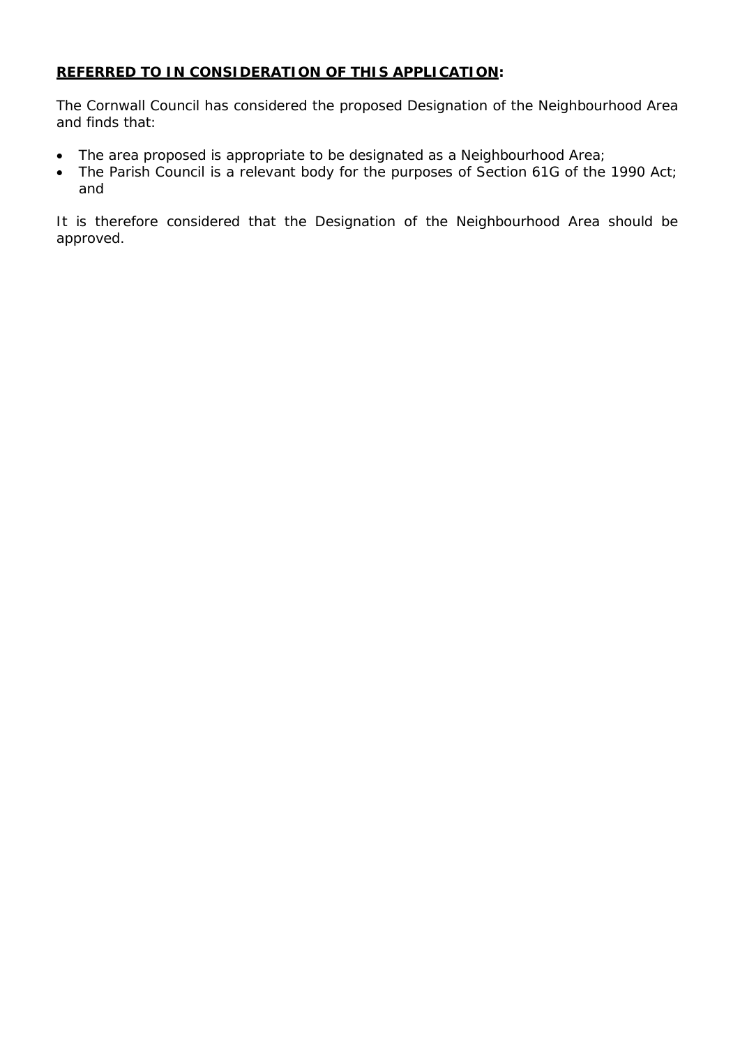**<u>REFERRED TO IN CONSIDERATION OF THIS APPLICATION</u>:**

The Cornwall Council has considered the proposed Designation of the Neighbourhood Area and finds that:

- The area proposed is appropriate to be designated as a Neighbourhood Area;
- The Parish Council is a relevant body for the purposes of Section 61G of the 1990 Act; and

It is therefore considered that the Designation of the Neighbourhood Area should be approved.